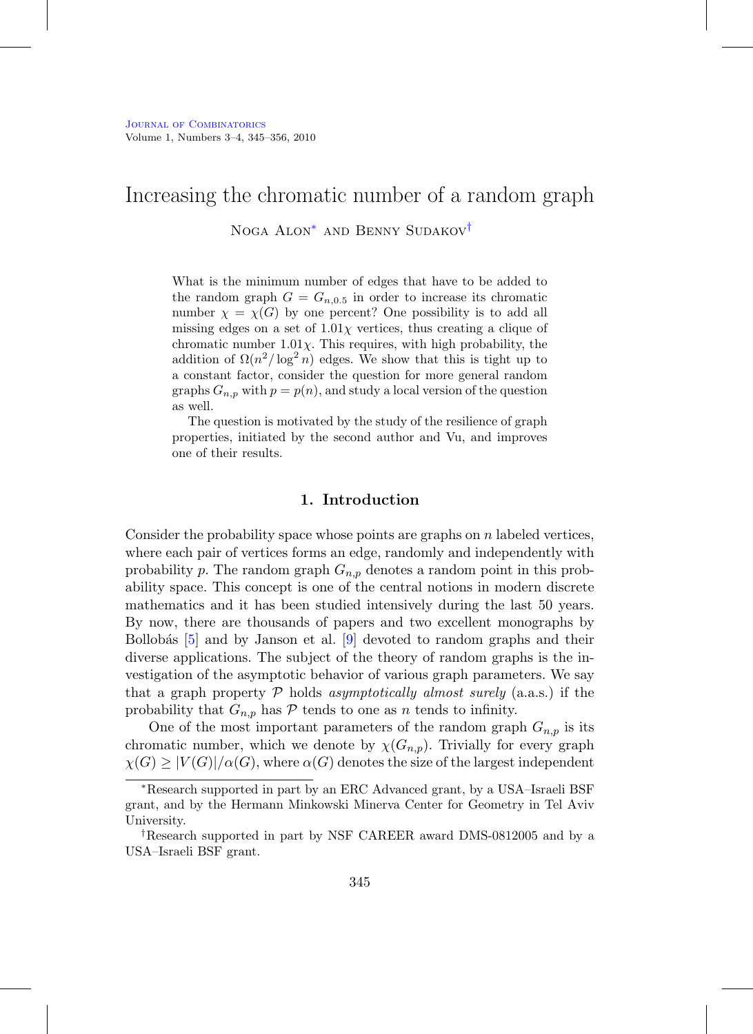# Increasing the chromatic number of a random graph

Noga Alon* and Benny Sudakov†

What is the minimum number of edges that have to be added to the random graph $G = G_{n,0.5}$ in order to increase its chromatic number $\chi = \chi(G)$ by one percent? One possibility is to add all missing edges on a set of $1.01\chi$ vertices, thus creating a clique of chromatic number $1.01\chi$. This requires, with high probability, the addition of $\Omega(n^2/\log^2 n)$ edges. We show that this is tight up to a constant factor, consider the question for more general random graphs $G_{n,p}$ with $p = p(n)$, and study a local version of the question as well.

The question is motivated by the study of the resilience of graph properties, initiated by the second author and Vu, and improves one of their results.

## 1. Introduction

Consider the probability space whose points are graphs on $n$ labeled vertices, where each pair of vertices forms an edge, randomly and independently with probability $p$. The random graph $G_{n,p}$ denotes a random point in this probability space. This concept is one of the central notions in modern discrete mathematics and it has been studied intensively during the last 50 years. By now, there are thousands of papers and two excellent monographs by Bollobás [5] and by Janson et al. [9] devoted to random graphs and their diverse applications. The subject of the theory of random graphs is the investigation of the asymptotic behavior of various graph parameters. We say that a graph property $\mathcal{P}$ holds *asymptotically almost surely* (a.a.s.) if the probability that $G_{n,p}$ has $\mathcal{P}$ tends to one as $n$ tends to infinity.

One of the most important parameters of the random graph $G_{n,p}$ is its chromatic number, which we denote by $\chi(G_{n,p})$. Trivially for every graph $\chi(G) \geq |V(G)|/\alpha(G)$, where $\alpha(G)$ denotes the size of the largest independent

*Research supported in part by an ERC Advanced grant, by a USA–Israeli BSF grant, and by the Hermann Minkowski Minerva Center for Geometry in Tel Aviv University.

†Research supported in part by NSF CAREER award DMS-0812005 and by a USA–Israeli BSF grant.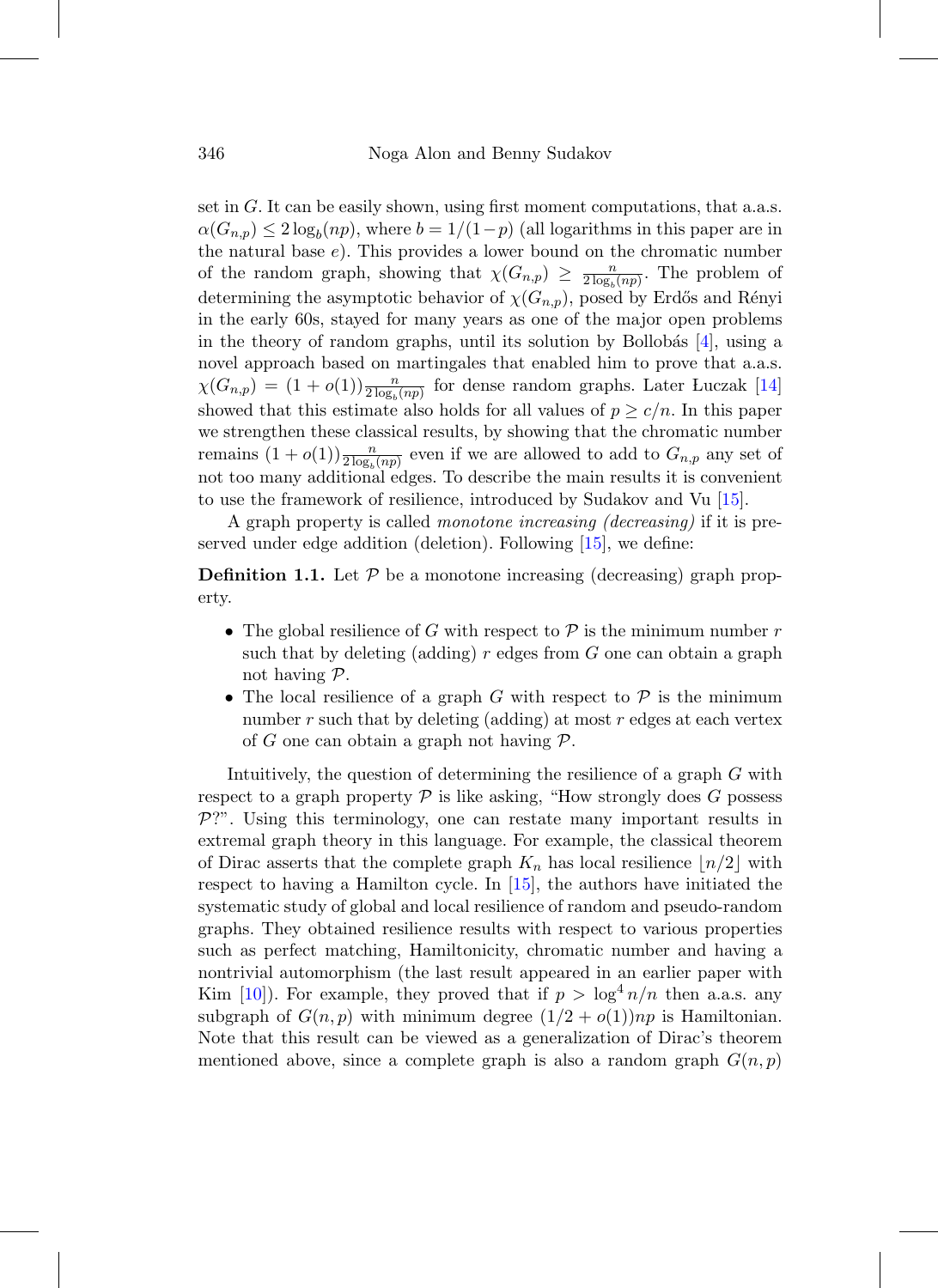set in $G$. It can be easily shown, using first moment computations, that a.a.s. $\alpha(G_{n,p}) \le 2\log_b(np)$, where $b = 1/(1-p)$ (all logarithms in this paper are in the natural base $e$). This provides a lower bound on the chromatic number of the random graph, showing that $\chi(G_{n,p}) \ge \frac{n}{2\log_b(np)}$. The problem of determining the asymptotic behavior of $\chi(G_{n,p})$, posed by Erdős and Rényi in the early 60s, stayed for many years as one of the major open problems in the theory of random graphs, until its solution by Bollobás [4], using a novel approach based on martingales that enabled him to prove that a.a.s. $\chi(G_{n,p}) = (1+o(1))\frac{n}{2\log_b(np)}$ for dense random graphs. Later Łuczak [14] showed that this estimate also holds for all values of $p \ge c/n$. In this paper we strengthen these classical results, by showing that the chromatic number remains $(1+o(1))\frac{n}{2\log_b(np)}$ even if we are allowed to add to $G_{n,p}$ any set of not too many additional edges. To describe the main results it is convenient to use the framework of resilience, introduced by Sudakov and Vu [15].

A graph property is called *monotone increasing (decreasing)* if it is preserved under edge addition (deletion). Following [15], we define:

**Definition 1.1.** Let $\mathcal{P}$ be a monotone increasing (decreasing) graph property.

- The global resilience of $G$ with respect to $\mathcal{P}$ is the minimum number $r$ such that by deleting (adding) $r$ edges from $G$ one can obtain a graph not having $\mathcal{P}$.
- The local resilience of a graph $G$ with respect to $\mathcal{P}$ is the minimum number $r$ such that by deleting (adding) at most $r$ edges at each vertex of $G$ one can obtain a graph not having $\mathcal{P}$.

Intuitively, the question of determining the resilience of a graph $G$ with respect to a graph property $\mathcal{P}$ is like asking, "How strongly does $G$ possess $\mathcal{P}$?". Using this terminology, one can restate many important results in extremal graph theory in this language. For example, the classical theorem of Dirac asserts that the complete graph $K_n$ has local resilience $\lfloor n/2 \rfloor$ with respect to having a Hamilton cycle. In [15], the authors have initiated the systematic study of global and local resilience of random and pseudo-random graphs. They obtained resilience results with respect to various properties such as perfect matching, Hamiltonicity, chromatic number and having a nontrivial automorphism (the last result appeared in an earlier paper with Kim [10]). For example, they proved that if $p > \log^4 n/n$ then a.a.s. any subgraph of $G(n,p)$ with minimum degree $(1/2 + o(1))np$ is Hamiltonian. Note that this result can be viewed as a generalization of Dirac's theorem mentioned above, since a complete graph is also a random graph $G(n,p)$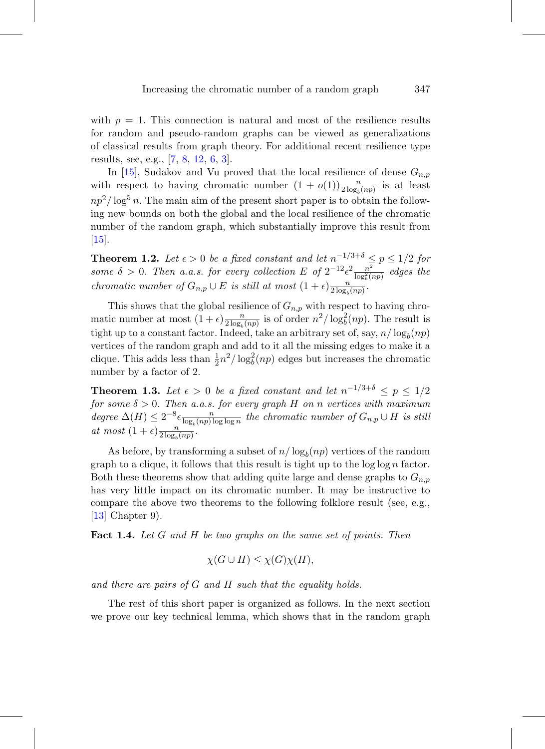with $p = 1$. This connection is natural and most of the resilience results for random and pseudo-random graphs can be viewed as generalizations of classical results from graph theory. For additional recent resilience type results, see, e.g., [7, 8, 12, 6, 3].

In [15], Sudakov and Vu proved that the local resilience of dense $G_{n,p}$ with respect to having chromatic number $(1 + o(1))\frac{n}{2\log_b(np)}$ is at least $np^2/\log^5 n$. The main aim of the present short paper is to obtain the following new bounds on both the global and the local resilience of the chromatic number of the random graph, which substantially improve this result from [15].

**Theorem 1.2.** *Let $\epsilon > 0$ be a fixed constant and let $n^{-1/3+\delta} \leq p \leq 1/2$ for some $\delta > 0$. Then a.a.s. for every collection $E$ of $2^{-12}\epsilon^2\frac{n^2}{\log_b^2(np)}$ edges the chromatic number of $G_{n,p} \cup E$ is still at most $(1+\epsilon)\frac{n}{2\log_b(np)}$.*

This shows that the global resilience of $G_{n,p}$ with respect to having chromatic number at most $(1+\epsilon)\frac{n}{2\log_b(np)}$ is of order $n^2/\log_b^2(np)$. The result is tight up to a constant factor. Indeed, take an arbitrary set of, say, $n/\log_b(np)$ vertices of the random graph and add to it all the missing edges to make it a clique. This adds less than $\frac{1}{2}n^2/\log_b^2(np)$ edges but increases the chromatic number by a factor of 2.

**Theorem 1.3.** *Let $\epsilon > 0$ be a fixed constant and let $n^{-1/3+\delta} \leq p \leq 1/2$ for some $\delta > 0$. Then a.a.s. for every graph $H$ on $n$ vertices with maximum degree $\Delta(H) \leq 2^{-8}\epsilon\frac{n}{\log_b(np)\log\log n}$ the chromatic number of $G_{n,p} \cup H$ is still at most $(1+\epsilon)\frac{n}{2\log_b(np)}$.*

As before, by transforming a subset of $n/\log_b(np)$ vertices of the random graph to a clique, it follows that this result is tight up to the $\log\log n$ factor. Both these theorems show that adding quite large and dense graphs to $G_{n,p}$ has very little impact on its chromatic number. It may be instructive to compare the above two theorems to the following folklore result (see, e.g., [13] Chapter 9).

**Fact 1.4.** *Let $G$ and $H$ be two graphs on the same set of points. Then*

$$\chi(G \cup H) \leq \chi(G)\chi(H),$$

*and there are pairs of $G$ and $H$ such that the equality holds.*

The rest of this short paper is organized as follows. In the next section we prove our key technical lemma, which shows that in the random graph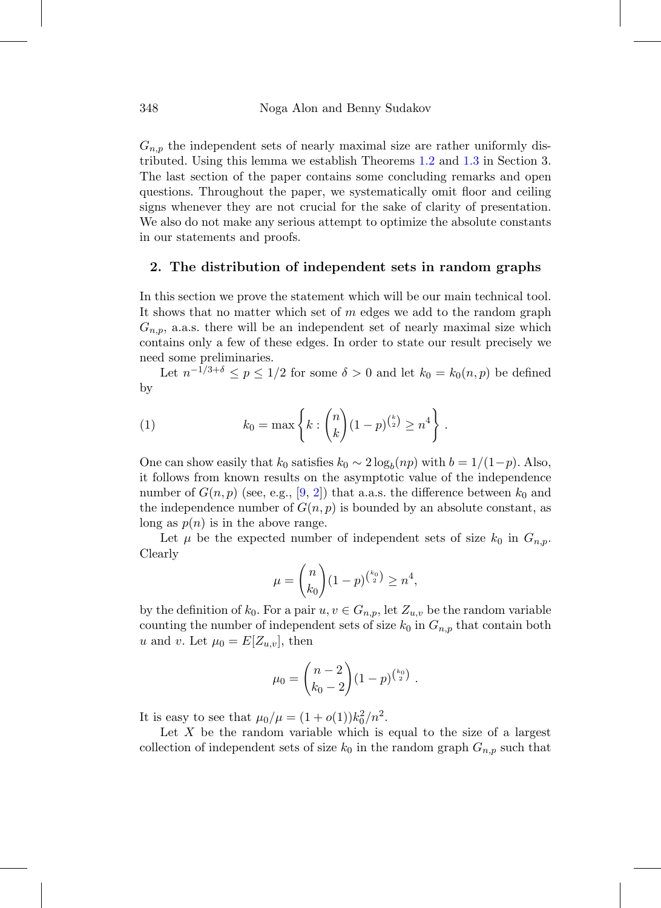$G_{n,p}$ the independent sets of nearly maximal size are rather uniformly distributed. Using this lemma we establish Theorems 1.2 and 1.3 in Section 3. The last section of the paper contains some concluding remarks and open questions. Throughout the paper, we systematically omit floor and ceiling signs whenever they are not crucial for the sake of clarity of presentation. We also do not make any serious attempt to optimize the absolute constants in our statements and proofs.

## 2. The distribution of independent sets in random graphs

In this section we prove the statement which will be our main technical tool. It shows that no matter which set of $m$ edges we add to the random graph $G_{n,p}$, a.a.s. there will be an independent set of nearly maximal size which contains only a few of these edges. In order to state our result precisely we need some preliminaries.

Let $n^{-1/3+\delta} \le p \le 1/2$ for some $\delta > 0$ and let $k_0 = k_0(n,p)$ be defined by

$$k_0 = \max\left\{ k : \binom{n}{k}(1-p)^{\binom{k}{2}} \ge n^4 \right\}. \tag{1}$$

One can show easily that $k_0$ satisfies $k_0 \sim 2\log_b(np)$ with $b = 1/(1-p)$. Also, it follows from known results on the asymptotic value of the independence number of $G(n,p)$ (see, e.g., [9, 2]) that a.a.s. the difference between $k_0$ and the independence number of $G(n,p)$ is bounded by an absolute constant, as long as $p(n)$ is in the above range.

Let $\mu$ be the expected number of independent sets of size $k_0$ in $G_{n,p}$. Clearly

$$\mu = \binom{n}{k_0}(1-p)^{\binom{k_0}{2}} \ge n^4,$$

by the definition of $k_0$. For a pair $u, v \in G_{n,p}$, let $Z_{u,v}$ be the random variable counting the number of independent sets of size $k_0$ in $G_{n,p}$ that contain both $u$ and $v$. Let $\mu_0 = E[Z_{u,v}]$, then

$$\mu_0 = \binom{n-2}{k_0-2}(1-p)^{\binom{k_0}{2}}.$$

It is easy to see that $\mu_0/\mu = (1+o(1))k_0^2/n^2$.

Let $X$ be the random variable which is equal to the size of a largest collection of independent sets of size $k_0$ in the random graph $G_{n,p}$ such that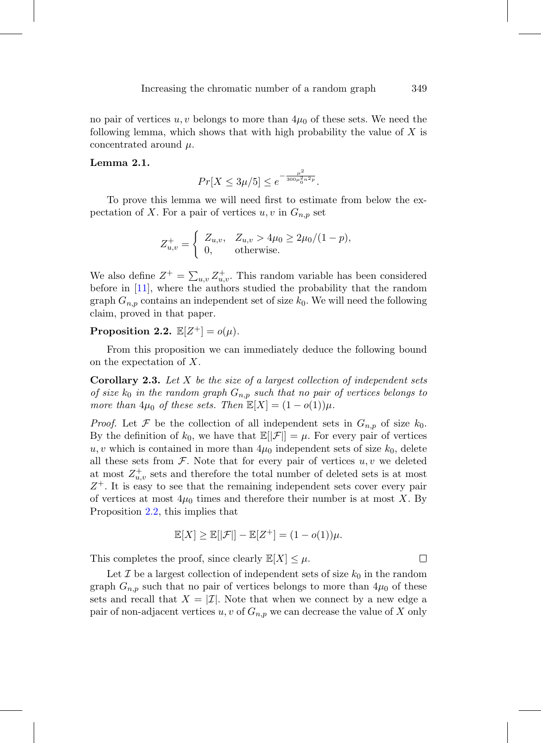no pair of vertices $u, v$ belongs to more than $4\mu_0$ of these sets. We need the following lemma, which shows that with high probability the value of $X$ is concentrated around $\mu$.

**Lemma 2.1.**

$$Pr[X \leq 3\mu/5] \leq e^{-\frac{\mu^2}{300\mu_0^2 n^2 p}}.$$

To prove this lemma we will need first to estimate from below the expectation of $X$. For a pair of vertices $u, v$ in $G_{n,p}$ set

$$Z_{u,v}^{+} = \begin{cases} Z_{u,v}, & Z_{u,v} > 4\mu_0 \geq 2\mu_0/(1-p), \\ 0, & \text{otherwise.} \end{cases}$$

We also define $Z^{+} = \sum_{u,v} Z_{u,v}^{+}$. This random variable has been considered before in [11], where the authors studied the probability that the random graph $G_{n,p}$ contains an independent set of size $k_0$. We will need the following claim, proved in that paper.

**Proposition 2.2.** $\mathbb{E}[Z^{+}] = o(\mu)$.

From this proposition we can immediately deduce the following bound on the expectation of $X$.

**Corollary 2.3.** *Let $X$ be the size of a largest collection of independent sets of size $k_0$ in the random graph $G_{n,p}$ such that no pair of vertices belongs to more than $4\mu_0$ of these sets. Then $\mathbb{E}[X] = (1 - o(1))\mu$.*

*Proof.* Let $\mathcal{F}$ be the collection of all independent sets in $G_{n,p}$ of size $k_0$. By the definition of $k_0$, we have that $\mathbb{E}[|\mathcal{F}|] = \mu$. For every pair of vertices $u, v$ which is contained in more than $4\mu_0$ independent sets of size $k_0$, delete all these sets from $\mathcal{F}$. Note that for every pair of vertices $u, v$ we deleted at most $Z_{u,v}^{+}$ sets and therefore the total number of deleted sets is at most $Z^{+}$. It is easy to see that the remaining independent sets cover every pair of vertices at most $4\mu_0$ times and therefore their number is at most $X$. By Proposition 2.2, this implies that

$$\mathbb{E}[X] \geq \mathbb{E}[|\mathcal{F}|] - \mathbb{E}[Z^{+}] = (1 - o(1))\mu.$$

This completes the proof, since clearly $\mathbb{E}[X] \leq \mu$. $\square$

Let $\mathcal{I}$ be a largest collection of independent sets of size $k_0$ in the random graph $G_{n,p}$ such that no pair of vertices belongs to more than $4\mu_0$ of these sets and recall that $X = |\mathcal{I}|$. Note that when we connect by a new edge a pair of non-adjacent vertices $u, v$ of $G_{n,p}$ we can decrease the value of $X$ only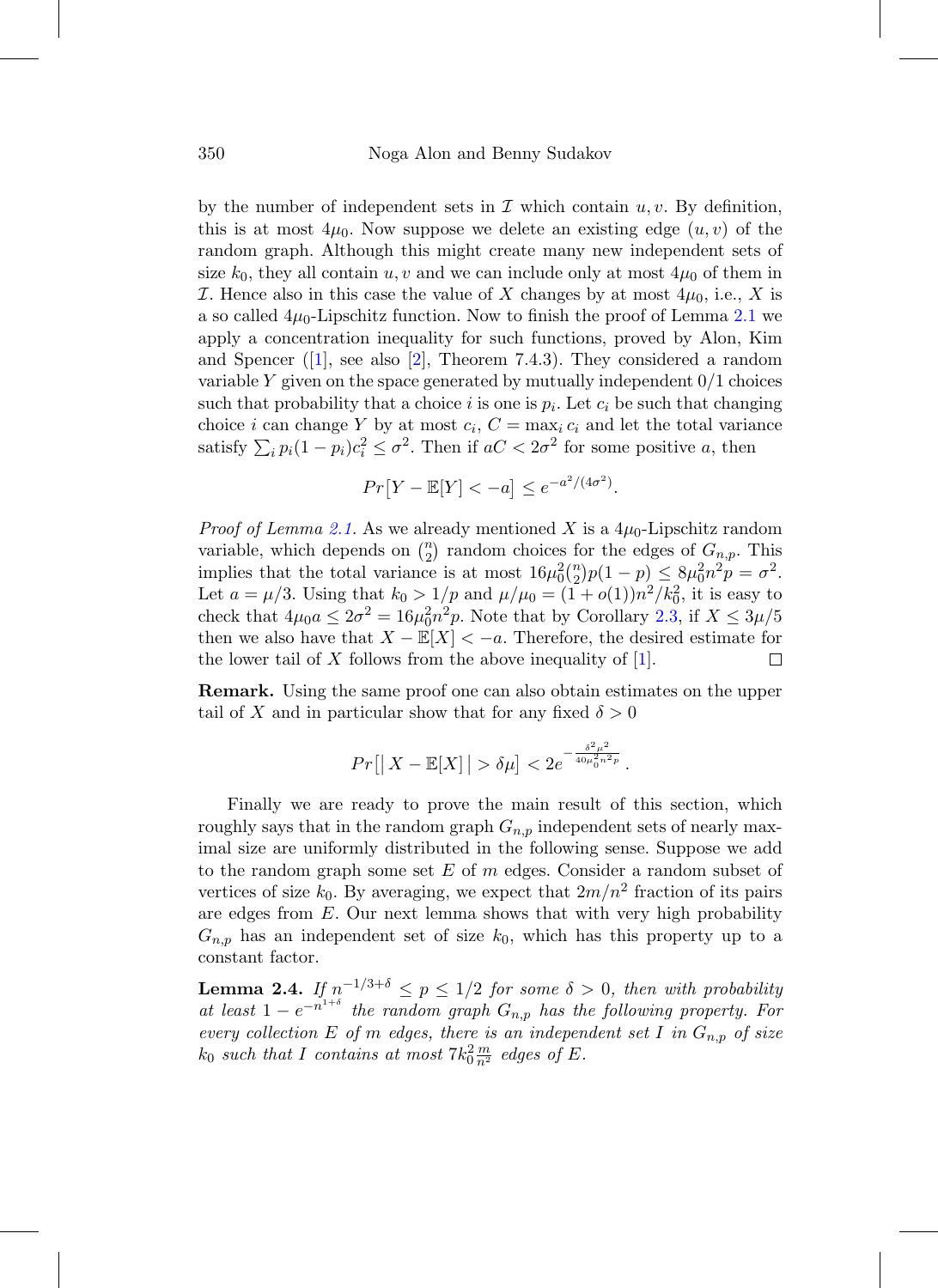by the number of independent sets in $\mathcal{I}$ which contain $u, v$. By definition, this is at most $4\mu_0$. Now suppose we delete an existing edge $(u, v)$ of the random graph. Although this might create many new independent sets of size $k_0$, they all contain $u, v$ and we can include only at most $4\mu_0$ of them in $\mathcal{I}$. Hence also in this case the value of $X$ changes by at most $4\mu_0$, i.e., $X$ is a so called $4\mu_0$-Lipschitz function. Now to finish the proof of Lemma 2.1 we apply a concentration inequality for such functions, proved by Alon, Kim and Spencer ([1], see also [2], Theorem 7.4.3). They considered a random variable $Y$ given on the space generated by mutually independent 0/1 choices such that probability that a choice $i$ is one is $p_i$. Let $c_i$ be such that changing choice $i$ can change $Y$ by at most $c_i$, $C = \max_i c_i$ and let the total variance satisfy $\sum_i p_i(1-p_i)c_i^2 \le \sigma^2$. Then if $aC < 2\sigma^2$ for some positive $a$, then

$$Pr\big[Y - \mathbb{E}[Y] < -a\big] \le e^{-a^2/(4\sigma^2)}.$$

*Proof of Lemma 2.1.* As we already mentioned $X$ is a $4\mu_0$-Lipschitz random variable, which depends on $\binom{n}{2}$ random choices for the edges of $G_{n,p}$. This implies that the total variance is at most $16\mu_0^2\binom{n}{2}p(1-p) \le 8\mu_0^2 n^2 p = \sigma^2$. Let $a = \mu/3$. Using that $k_0 > 1/p$ and $\mu/\mu_0 = (1+o(1))n^2/k_0^2$, it is easy to check that $4\mu_0 a \le 2\sigma^2 = 16\mu_0^2 n^2 p$. Note that by Corollary 2.3, if $X \le 3\mu/5$ then we also have that $X - \mathbb{E}[X] < -a$. Therefore, the desired estimate for the lower tail of $X$ follows from the above inequality of [1]. $\square$

**Remark.** Using the same proof one can also obtain estimates on the upper tail of $X$ and in particular show that for any fixed $\delta > 0$

$$Pr\big[\,\big|\,X - \mathbb{E}[X]\,\big| > \delta\mu\big] < 2e^{-\frac{\delta^2\mu^2}{40\mu_0^2 n^2 p}}.$$

Finally we are ready to prove the main result of this section, which roughly says that in the random graph $G_{n,p}$ independent sets of nearly maximal size are uniformly distributed in the following sense. Suppose we add to the random graph some set $E$ of $m$ edges. Consider a random subset of vertices of size $k_0$. By averaging, we expect that $2m/n^2$ fraction of its pairs are edges from $E$. Our next lemma shows that with very high probability $G_{n,p}$ has an independent set of size $k_0$, which has this property up to a constant factor.

**Lemma 2.4.** *If $n^{-1/3+\delta} \le p \le 1/2$ for some $\delta > 0$, then with probability at least $1 - e^{-n^{1+\delta}}$ the random graph $G_{n,p}$ has the following property. For every collection $E$ of $m$ edges, there is an independent set $I$ in $G_{n,p}$ of size $k_0$ such that $I$ contains at most $7k_0^2\frac{m}{n^2}$ edges of $E$.*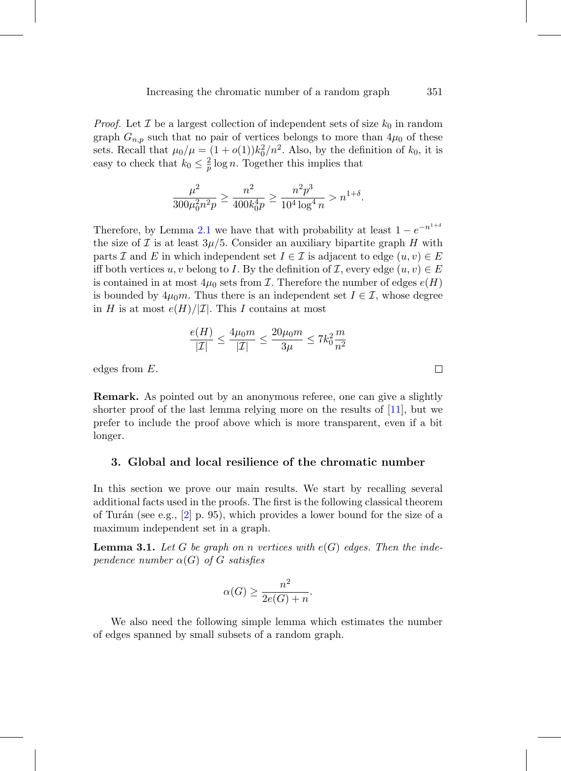*Proof.* Let $\mathcal{I}$ be a largest collection of independent sets of size $k_0$ in random graph $G_{n,p}$ such that no pair of vertices belongs to more than $4\mu_0$ of these sets. Recall that $\mu_0/\mu = (1+o(1))k_0^2/n^2$. Also, by the definition of $k_0$, it is easy to check that $k_0 \leq \frac{2}{p}\log n$. Together this implies that

$$\frac{\mu^2}{300\mu_0^2 n^2 p} \geq \frac{n^2}{400k_0^4 p} \geq \frac{n^2p^3}{10^4 \log^4 n} > n^{1+\delta}.$$

Therefore, by Lemma 2.1 we have that with probability at least $1 - e^{-n^{1+\delta}}$ the size of $\mathcal{I}$ is at least $3\mu/5$. Consider an auxiliary bipartite graph $H$ with parts $\mathcal{I}$ and $E$ in which independent set $I \in \mathcal{I}$ is adjacent to edge $(u,v) \in E$ iff both vertices $u, v$ belong to $I$. By the definition of $\mathcal{I}$, every edge $(u,v) \in E$ is contained in at most $4\mu_0$ sets from $\mathcal{I}$. Therefore the number of edges $e(H)$ is bounded by $4\mu_0 m$. Thus there is an independent set $I \in \mathcal{I}$, whose degree in $H$ is at most $e(H)/|\mathcal{I}|$. This $I$ contains at most

$$\frac{e(H)}{|\mathcal{I}|} \leq \frac{4\mu_0 m}{|\mathcal{I}|} \leq \frac{20\mu_0 m}{3\mu} \leq 7k_0^2\frac{m}{n^2}$$

edges from $E$. □

**Remark.** As pointed out by an anonymous referee, one can give a slightly shorter proof of the last lemma relying more on the results of [11], but we prefer to include the proof above which is more transparent, even if a bit longer.

## 3. Global and local resilience of the chromatic number

In this section we prove our main results. We start by recalling several additional facts used in the proofs. The first is the following classical theorem of Turán (see e.g., [2] p. 95), which provides a lower bound for the size of a maximum independent set in a graph.

**Lemma 3.1.** *Let $G$ be graph on $n$ vertices with $e(G)$ edges. Then the independence number $\alpha(G)$ of $G$ satisfies*

$$\alpha(G) \geq \frac{n^2}{2e(G)+n}.$$

We also need the following simple lemma which estimates the number of edges spanned by small subsets of a random graph.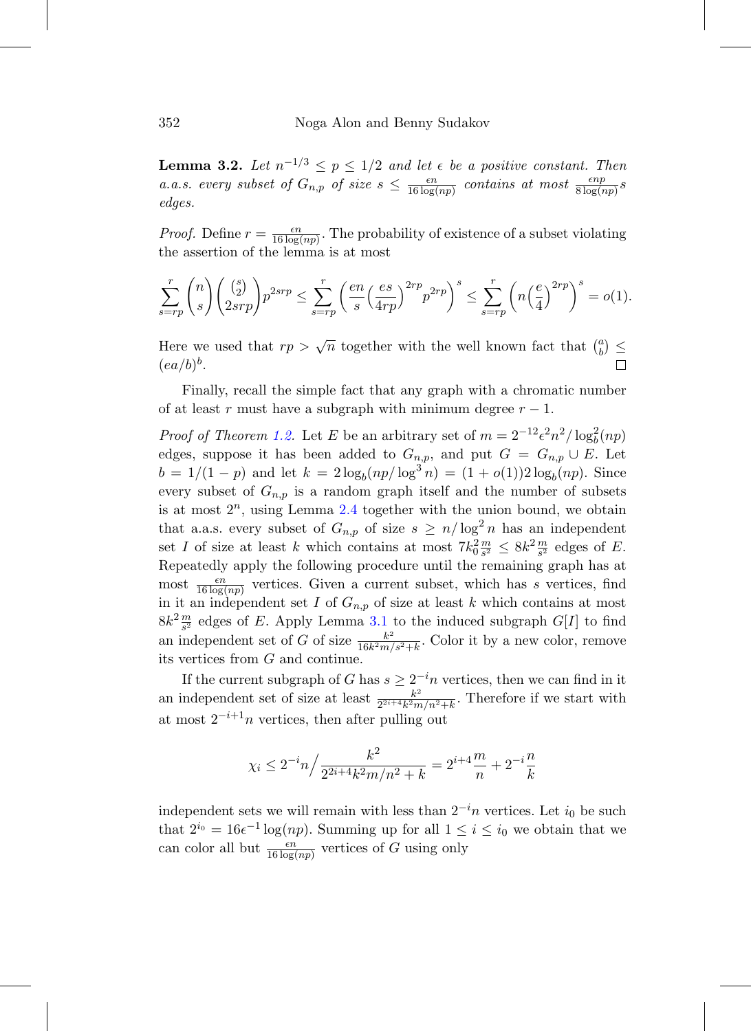**Lemma 3.2.** *Let $n^{-1/3} \leq p \leq 1/2$ and let $\epsilon$ be a positive constant. Then a.a.s. every subset of $G_{n,p}$ of size $s \leq \frac{\epsilon n}{16 \log(np)}$ contains at most $\frac{\epsilon np}{8 \log(np)} s$ edges.*

*Proof.* Define $r = \frac{\epsilon n}{16 \log(np)}$. The probability of existence of a subset violating the assertion of the lemma is at most

$$\sum_{s=rp}^{r} \binom{n}{s} \binom{\binom{s}{2}}{2srp} p^{2srp} \leq \sum_{s=rp}^{r} \left( \frac{en}{s} \Big( \frac{es}{4rp} \Big)^{2rp} p^{2rp} \right)^s \leq \sum_{s=rp}^{r} \left( n \Big( \frac{e}{4} \Big)^{2rp} \right)^s = o(1).$$

Here we used that $rp > \sqrt{n}$ together with the well known fact that $\binom{a}{b} \leq (ea/b)^b$. $\square$

Finally, recall the simple fact that any graph with a chromatic number of at least $r$ must have a subgraph with minimum degree $r-1$.

*Proof of Theorem 1.2.* Let $E$ be an arbitrary set of $m = 2^{-12}\epsilon^2 n^2 / \log_b^2(np)$ edges, suppose it has been added to $G_{n,p}$, and put $G = G_{n,p} \cup E$. Let $b = 1/(1-p)$ and let $k = 2\log_b(np/\log^3 n) = (1+o(1))2\log_b(np)$. Since every subset of $G_{n,p}$ is a random graph itself and the number of subsets is at most $2^n$, using Lemma 2.4 together with the union bound, we obtain that a.a.s. every subset of $G_{n,p}$ of size $s \geq n/\log^2 n$ has an independent set $I$ of size at least $k$ which contains at most $7k_0^2 \frac{m}{s^2} \leq 8k^2 \frac{m}{s^2}$ edges of $E$. Repeatedly apply the following procedure until the remaining graph has at most $\frac{\epsilon n}{16 \log(np)}$ vertices. Given a current subset, which has $s$ vertices, find in it an independent set $I$ of $G_{n,p}$ of size at least $k$ which contains at most $8k^2 \frac{m}{s^2}$ edges of $E$. Apply Lemma 3.1 to the induced subgraph $G[I]$ to find an independent set of $G$ of size $\frac{k^2}{16k^2 m/s^2 + k}$. Color it by a new color, remove its vertices from $G$ and continue.

If the current subgraph of $G$ has $s \geq 2^{-i}n$ vertices, then we can find in it an independent set of size at least $\frac{k^2}{2^{2i+4}k^2 m/n^2 + k}$. Therefore if we start with at most $2^{-i+1}n$ vertices, then after pulling out

$$\chi_i \leq 2^{-i}n \Big/ \frac{k^2}{2^{2i+4}k^2 m/n^2 + k} = 2^{i+4}\frac{m}{n} + 2^{-i}\frac{n}{k}$$

independent sets we will remain with less than $2^{-i}n$ vertices. Let $i_0$ be such that $2^{i_0} = 16\epsilon^{-1}\log(np)$. Summing up for all $1 \leq i \leq i_0$ we obtain that we can color all but $\frac{\epsilon n}{16 \log(np)}$ vertices of $G$ using only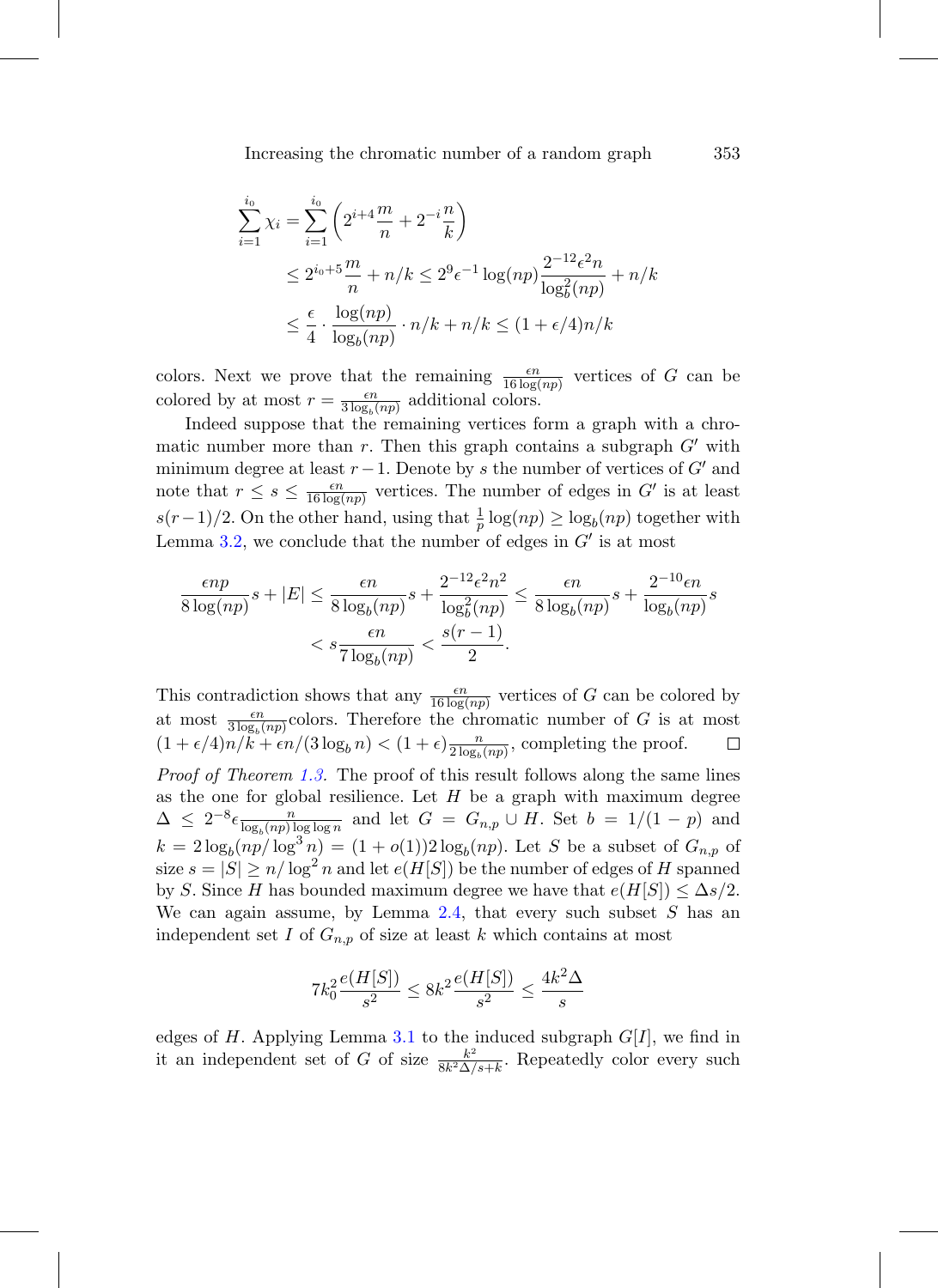$$\sum_{i=1}^{i_0} \chi_i = \sum_{i=1}^{i_0} \left(2^{i+4}\frac{m}{n} + 2^{-i}\frac{n}{k}\right)$$

$$\leq 2^{i_0+5}\frac{m}{n} + n/k \leq 2^9\epsilon^{-1}\log(np)\frac{2^{-12}\epsilon^2 n}{\log_b^2(np)} + n/k$$

$$\leq \frac{\epsilon}{4}\cdot\frac{\log(np)}{\log_b(np)}\cdot n/k + n/k \leq (1+\epsilon/4)n/k$$

colors. Next we prove that the remaining $\frac{\epsilon n}{16\log(np)}$ vertices of $G$ can be colored by at most $r = \frac{\epsilon n}{3\log_b(np)}$ additional colors.

Indeed suppose that the remaining vertices form a graph with a chromatic number more than $r$. Then this graph contains a subgraph $G'$ with minimum degree at least $r-1$. Denote by $s$ the number of vertices of $G'$ and note that $r \leq s \leq \frac{\epsilon n}{16\log(np)}$ vertices. The number of edges in $G'$ is at least $s(r-1)/2$. On the other hand, using that $\frac{1}{p}\log(np) \geq \log_b(np)$ together with Lemma 3.2, we conclude that the number of edges in $G'$ is at most

$$\frac{\epsilon np}{8\log(np)}s + |E| \leq \frac{\epsilon n}{8\log_b(np)}s + \frac{2^{-12}\epsilon^2 n^2}{\log_b^2(np)} \leq \frac{\epsilon n}{8\log_b(np)}s + \frac{2^{-10}\epsilon n}{\log_b(np)}s$$

$$< s\frac{\epsilon n}{7\log_b(np)} < \frac{s(r-1)}{2}.$$

This contradiction shows that any $\frac{\epsilon n}{16\log(np)}$ vertices of $G$ can be colored by at most $\frac{\epsilon n}{3\log_b(np)}$colors. Therefore the chromatic number of $G$ is at most $(1+\epsilon/4)n/k + \epsilon n/(3\log_b n) < (1+\epsilon)\frac{n}{2\log_b(np)}$, completing the proof. □

*Proof of Theorem 1.3.* The proof of this result follows along the same lines as the one for global resilience. Let $H$ be a graph with maximum degree $\Delta \leq 2^{-8}\epsilon\frac{n}{\log_b(np)\log\log n}$ and let $G = G_{n,p} \cup H$. Set $b = 1/(1-p)$ and $k = 2\log_b(np/\log^3 n) = (1+o(1))2\log_b(np)$. Let $S$ be a subset of $G_{n,p}$ of size $s = |S| \geq n/\log^2 n$ and let $e(H[S])$ be the number of edges of $H$ spanned by $S$. Since $H$ has bounded maximum degree we have that $e(H[S]) \leq \Delta s/2$. We can again assume, by Lemma 2.4, that every such subset $S$ has an independent set $I$ of $G_{n,p}$ of size at least $k$ which contains at most

$$7k_0^2\frac{e(H[S])}{s^2} \leq 8k^2\frac{e(H[S])}{s^2} \leq \frac{4k^2\Delta}{s}$$

edges of $H$. Applying Lemma 3.1 to the induced subgraph $G[I]$, we find in it an independent set of $G$ of size $\frac{k^2}{8k^2\Delta/s+k}$. Repeatedly color every such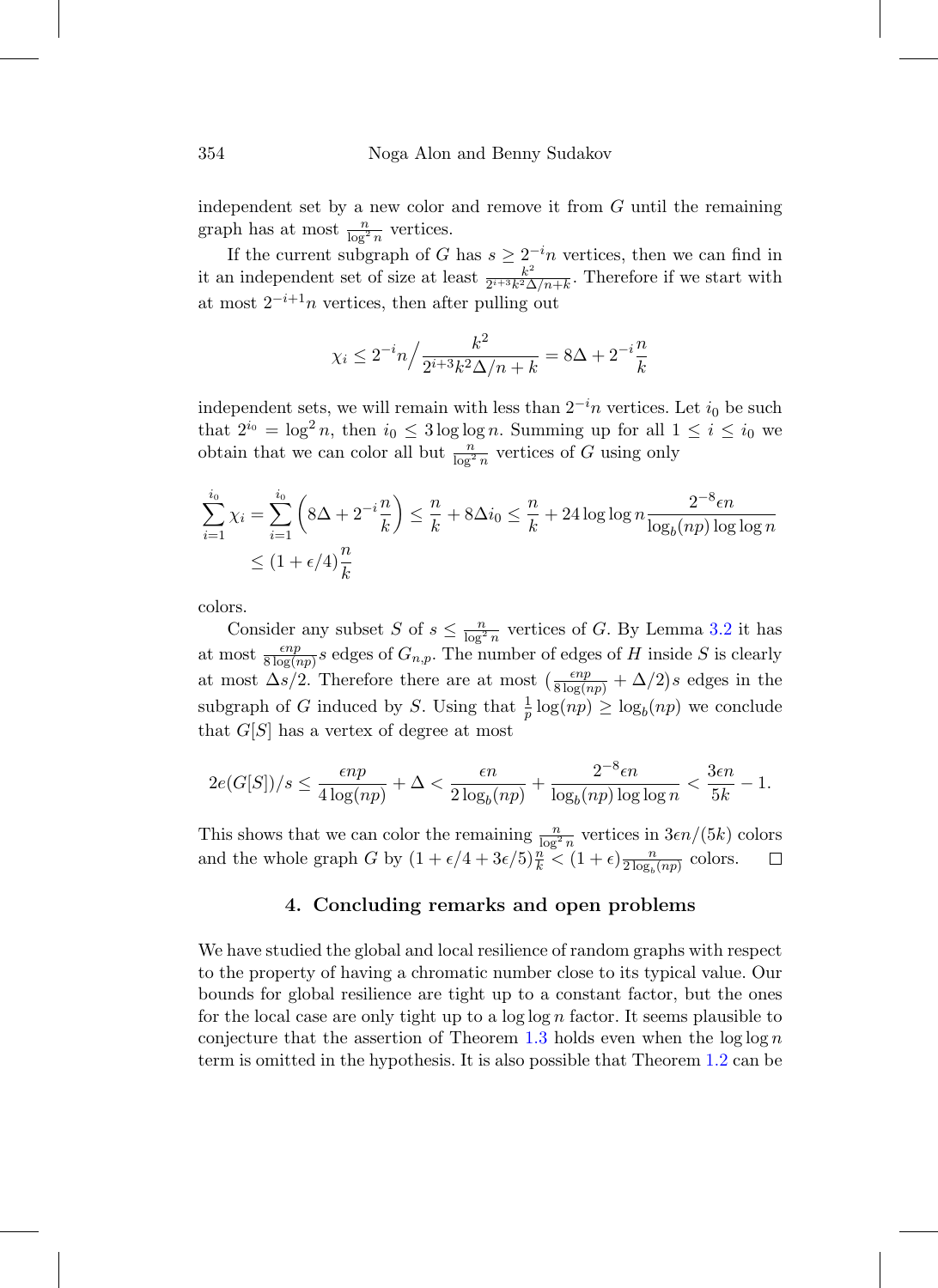independent set by a new color and remove it from $G$ until the remaining graph has at most $\frac{n}{\log^2 n}$ vertices.

If the current subgraph of $G$ has $s \geq 2^{-i}n$ vertices, then we can find in it an independent set of size at least $\frac{k^2}{2^{i+3}k^2\Delta/n+k}$. Therefore if we start with at most $2^{-i+1}n$ vertices, then after pulling out

$$\chi_i \leq 2^{-i}n \Big/ \frac{k^2}{2^{i+3}k^2\Delta/n + k} = 8\Delta + 2^{-i}\frac{n}{k}$$

independent sets, we will remain with less than $2^{-i}n$ vertices. Let $i_0$ be such that $2^{i_0} = \log^2 n$, then $i_0 \leq 3\log\log n$. Summing up for all $1 \leq i \leq i_0$ we obtain that we can color all but $\frac{n}{\log^2 n}$ vertices of $G$ using only

$$\sum_{i=1}^{i_0} \chi_i = \sum_{i=1}^{i_0}\left(8\Delta + 2^{-i}\frac{n}{k}\right) \leq \frac{n}{k} + 8\Delta i_0 \leq \frac{n}{k} + 24\log\log n \frac{2^{-8}\epsilon n}{\log_b(np)\log\log n}$$
$$\leq (1+\epsilon/4)\frac{n}{k}$$

colors.

Consider any subset $S$ of $s \leq \frac{n}{\log^2 n}$ vertices of $G$. By Lemma 3.2 it has at most $\frac{\epsilon np}{8\log(np)}s$ edges of $G_{n,p}$. The number of edges of $H$ inside $S$ is clearly at most $\Delta s/2$. Therefore there are at most $(\frac{\epsilon np}{8\log(np)} + \Delta/2)s$ edges in the subgraph of $G$ induced by $S$. Using that $\frac{1}{p}\log(np) \geq \log_b(np)$ we conclude that $G[S]$ has a vertex of degree at most

$$2e(G[S])/s \leq \frac{\epsilon np}{4\log(np)} + \Delta < \frac{\epsilon n}{2\log_b(np)} + \frac{2^{-8}\epsilon n}{\log_b(np)\log\log n} < \frac{3\epsilon n}{5k} - 1.$$

This shows that we can color the remaining $\frac{n}{\log^2 n}$ vertices in $3\epsilon n/(5k)$ colors and the whole graph $G$ by $(1+\epsilon/4+3\epsilon/5)\frac{n}{k} < (1+\epsilon)\frac{n}{2\log_b(np)}$ colors. □

## 4. Concluding remarks and open problems

We have studied the global and local resilience of random graphs with respect to the property of having a chromatic number close to its typical value. Our bounds for global resilience are tight up to a constant factor, but the ones for the local case are only tight up to a $\log\log n$ factor. It seems plausible to conjecture that the assertion of Theorem 1.3 holds even when the $\log\log n$ term is omitted in the hypothesis. It is also possible that Theorem 1.2 can be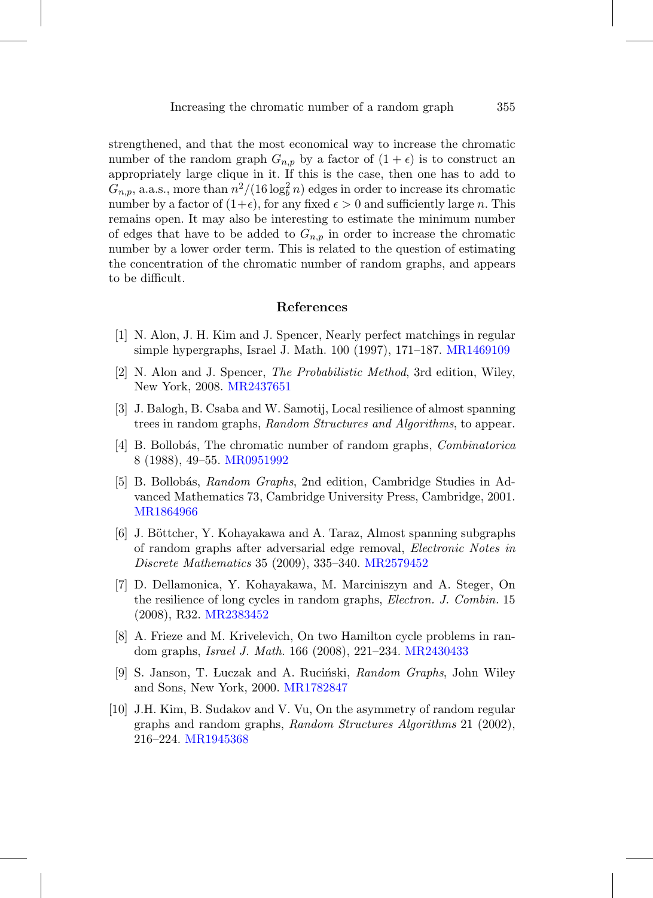strengthened, and that the most economical way to increase the chromatic number of the random graph $G_{n,p}$ by a factor of $(1+\epsilon)$ is to construct an appropriately large clique in it. If this is the case, then one has to add to $G_{n,p}$, a.a.s., more than $n^2/(16 \log_b^2 n)$ edges in order to increase its chromatic number by a factor of $(1+\epsilon)$, for any fixed $\epsilon > 0$ and sufficiently large $n$. This remains open. It may also be interesting to estimate the minimum number of edges that have to be added to $G_{n,p}$ in order to increase the chromatic number by a lower order term. This is related to the question of estimating the concentration of the chromatic number of random graphs, and appears to be difficult.

## References

[1] N. Alon, J. H. Kim and J. Spencer, Nearly perfect matchings in regular simple hypergraphs, Israel J. Math. 100 (1997), 171–187. MR1469109

[2] N. Alon and J. Spencer, *The Probabilistic Method*, 3rd edition, Wiley, New York, 2008. MR2437651

[3] J. Balogh, B. Csaba and W. Samotij, Local resilience of almost spanning trees in random graphs, *Random Structures and Algorithms*, to appear.

[4] B. Bollobás, The chromatic number of random graphs, *Combinatorica* 8 (1988), 49–55. MR0951992

[5] B. Bollobás, *Random Graphs*, 2nd edition, Cambridge Studies in Advanced Mathematics 73, Cambridge University Press, Cambridge, 2001. MR1864966

[6] J. Böttcher, Y. Kohayakawa and A. Taraz, Almost spanning subgraphs of random graphs after adversarial edge removal, *Electronic Notes in Discrete Mathematics* 35 (2009), 335–340. MR2579452

[7] D. Dellamonica, Y. Kohayakawa, M. Marciniszyn and A. Steger, On the resilience of long cycles in random graphs, *Electron. J. Combin.* 15 (2008), R32. MR2383452

[8] A. Frieze and M. Krivelevich, On two Hamilton cycle problems in random graphs, *Israel J. Math.* 166 (2008), 221–234. MR2430433

[9] S. Janson, T. Łuczak and A. Ruciński, *Random Graphs*, John Wiley and Sons, New York, 2000. MR1782847

[10] J.H. Kim, B. Sudakov and V. Vu, On the asymmetry of random regular graphs and random graphs, *Random Structures Algorithms* 21 (2002), 216–224. MR1945368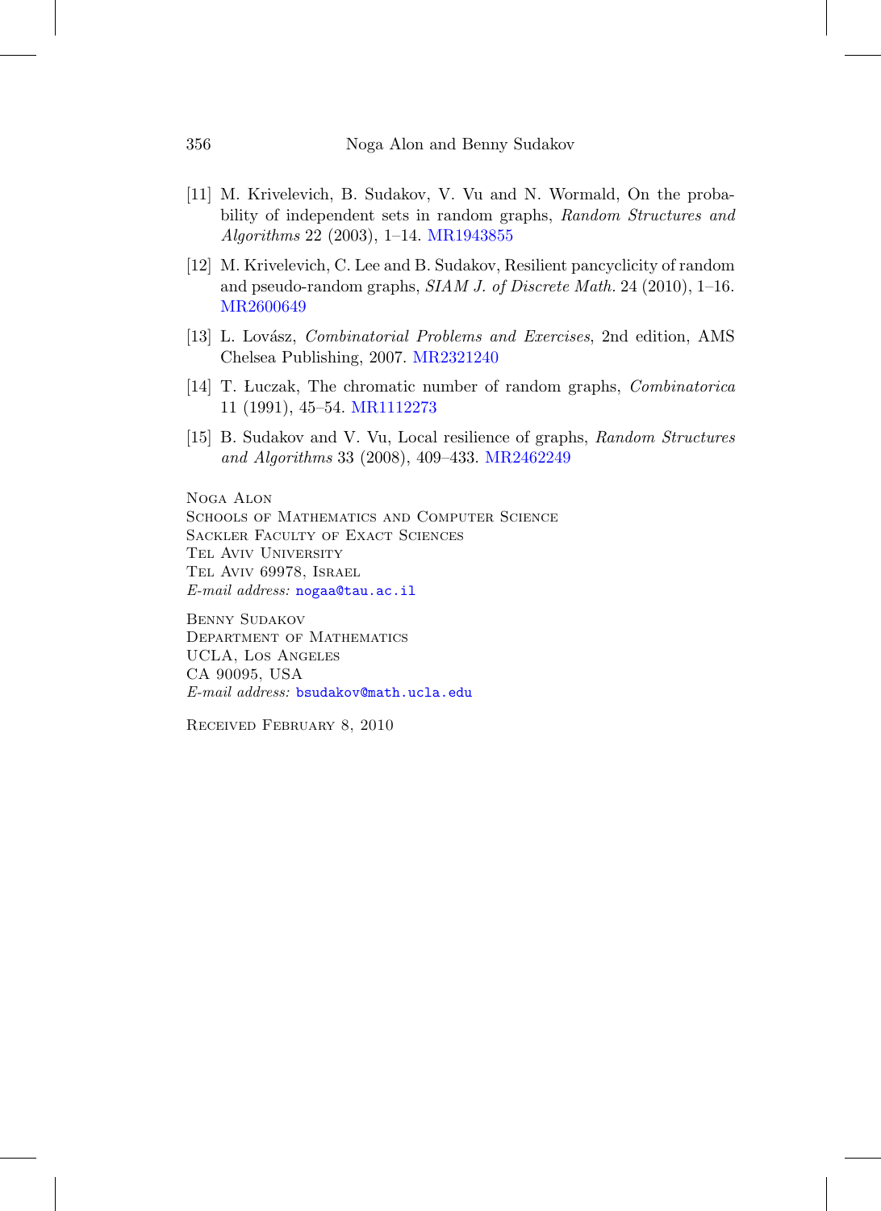[11] M. Krivelevich, B. Sudakov, V. Vu and N. Wormald, On the probability of independent sets in random graphs, *Random Structures and Algorithms* 22 (2003), 1–14. MR1943855

[12] M. Krivelevich, C. Lee and B. Sudakov, Resilient pancyclicity of random and pseudo-random graphs, *SIAM J. of Discrete Math.* 24 (2010), 1–16. MR2600649

[13] L. Lovász, *Combinatorial Problems and Exercises*, 2nd edition, AMS Chelsea Publishing, 2007. MR2321240

[14] T. Łuczak, The chromatic number of random graphs, *Combinatorica* 11 (1991), 45–54. MR1112273

[15] B. Sudakov and V. Vu, Local resilience of graphs, *Random Structures and Algorithms* 33 (2008), 409–433. MR2462249

Noga Alon
Schools of Mathematics and Computer Science
Sackler Faculty of Exact Sciences
Tel Aviv University
Tel Aviv 69978, Israel
*E-mail address:* nogaa@tau.ac.il

Benny Sudakov
Department of Mathematics
UCLA, Los Angeles
CA 90095, USA
*E-mail address:* bsudakov@math.ucla.edu

Received February 8, 2010